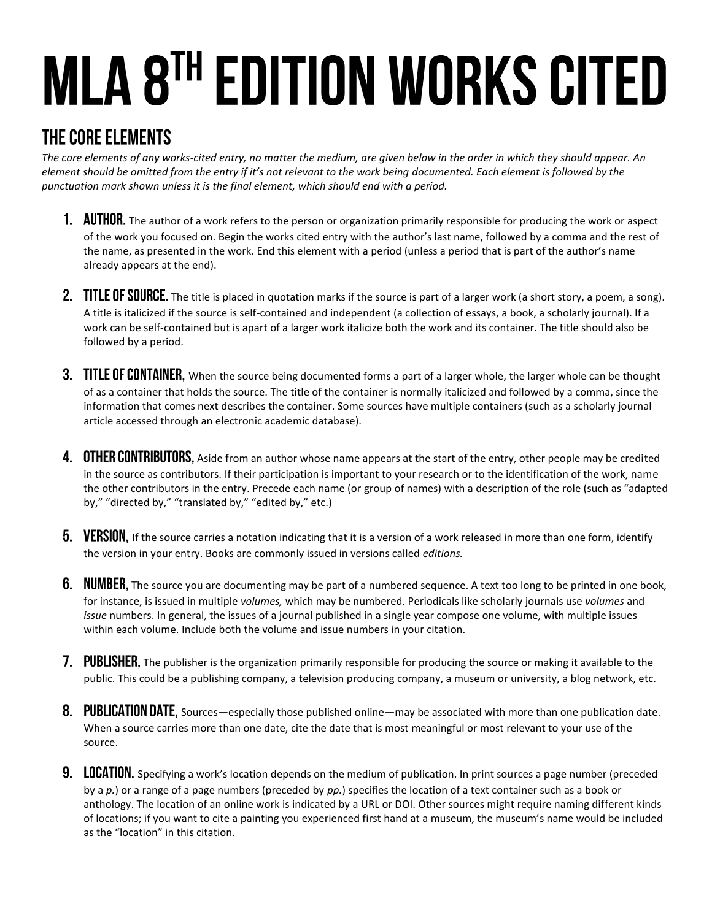# MLA 8th Edition Works Cited

## The Core Elements

*The core elements of any works-cited entry, no matter the medium, are given below in the order in which they should appear. An element should be omitted from the entry if it's not relevant to the work being documented. Each element is followed by the punctuation mark shown unless it is the final element, which should end with a period.*

1. **Author.** The author of a work refers to the person or organization primarily responsible for producing the work or aspect of the work you focused on. Begin the works cited entry with the author's last name, followed by a comma and the rest of the name, as presented in the work. End this element with a period (unless a period that is part of the author's name already appears at the end).

2. **Title of Source.** The title is placed in quotation marks if the source is part of a larger work (a short story, a poem, a song). A title is italicized if the source is self-contained and independent (a collection of essays, a book, a scholarly journal). If a work can be self-contained but is apart of a larger work italicize both the work and its container. The title should also be followed by a period.

3. **Title of Container,** When the source being documented forms a part of a larger whole, the larger whole can be thought of as a container that holds the source. The title of the container is normally italicized and followed by a comma, since the information that comes next describes the container. Some sources have multiple containers (such as a scholarly journal article accessed through an electronic academic database).

4. **Other Contributors,** Aside from an author whose name appears at the start of the entry, other people may be credited in the source as contributors. If their participation is important to your research or to the identification of the work, name the other contributors in the entry. Precede each name (or group of names) with a description of the role (such as "adapted by," "directed by," "translated by," "edited by," etc.)

5. **Version,** If the source carries a notation indicating that it is a version of a work released in more than one form, identify the version in your entry. Books are commonly issued in versions called *editions.*

6. **Number,** The source you are documenting may be part of a numbered sequence. A text too long to be printed in one book, for instance, is issued in multiple *volumes,* which may be numbered. Periodicals like scholarly journals use *volumes* and *issue* numbers. In general, the issues of a journal published in a single year compose one volume, with multiple issues within each volume. Include both the volume and issue numbers in your citation.

7. **Publisher,** The publisher is the organization primarily responsible for producing the source or making it available to the public. This could be a publishing company, a television producing company, a museum or university, a blog network, etc.

8. **Publication Date,** Sources—especially those published online—may be associated with more than one publication date. When a source carries more than one date, cite the date that is most meaningful or most relevant to your use of the source.

9. **Location.** Specifying a work's location depends on the medium of publication. In print sources a page number (preceded by a *p.*) or a range of a page numbers (preceded by *pp.*) specifies the location of a text container such as a book or anthology. The location of an online work is indicated by a URL or DOI. Other sources might require naming different kinds of locations; if you want to cite a painting you experienced first hand at a museum, the museum's name would be included as the "location" in this citation.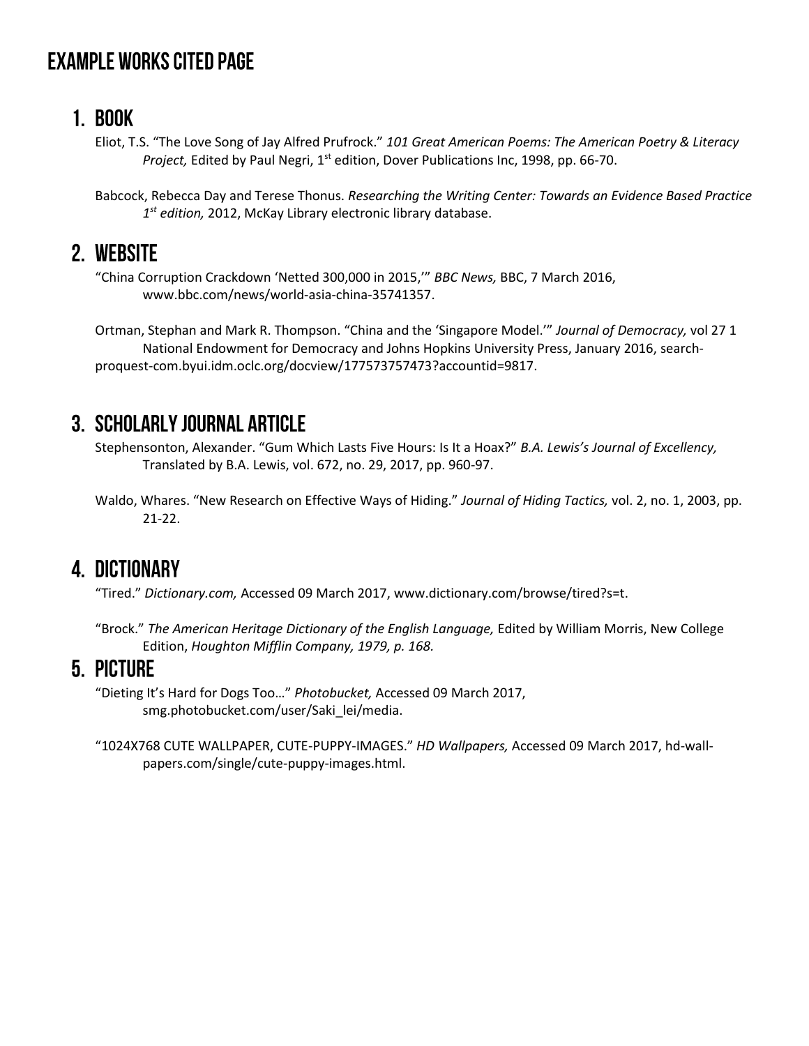# Example Works Cited Page

## 1. Book

Eliot, T.S. "The Love Song of Jay Alfred Prufrock." *101 Great American Poems: The American Poetry & Literacy Project,* Edited by Paul Negri, 1st edition, Dover Publications Inc, 1998, pp. 66-70.

Babcock, Rebecca Day and Terese Thonus. *Researching the Writing Center: Towards an Evidence Based Practice 1st edition,* 2012, McKay Library electronic library database.

## 2. Website

"China Corruption Crackdown 'Netted 300,000 in 2015,'" *BBC News,* BBC, 7 March 2016, www.bbc.com/news/world-asia-china-35741357.

Ortman, Stephan and Mark R. Thompson. "China and the 'Singapore Model.'" *Journal of Democracy,* vol 27 1 National Endowment for Democracy and Johns Hopkins University Press, January 2016, search-proquest-com.byui.idm.oclc.org/docview/177573757473?accountid=9817.

## 3. Scholarly Journal Article

Stephensonton, Alexander. "Gum Which Lasts Five Hours: Is It a Hoax?" *B.A. Lewis's Journal of Excellency,* Translated by B.A. Lewis, vol. 672, no. 29, 2017, pp. 960-97.

Waldo, Whares. "New Research on Effective Ways of Hiding." *Journal of Hiding Tactics,* vol. 2, no. 1, 2003, pp. 21-22.

## 4. Dictionary

"Tired." *Dictionary.com,* Accessed 09 March 2017, www.dictionary.com/browse/tired?s=t.

"Brock." *The American Heritage Dictionary of the English Language,* Edited by William Morris, New College Edition, *Houghton Mifflin Company, 1979, p. 168.*

## 5. Picture

"Dieting It's Hard for Dogs Too…" *Photobucket,* Accessed 09 March 2017, smg.photobucket.com/user/Saki_lei/media.

"1024X768 CUTE WALLPAPER, CUTE-PUPPY-IMAGES." *HD Wallpapers,* Accessed 09 March 2017, hd-wall-papers.com/single/cute-puppy-images.html.